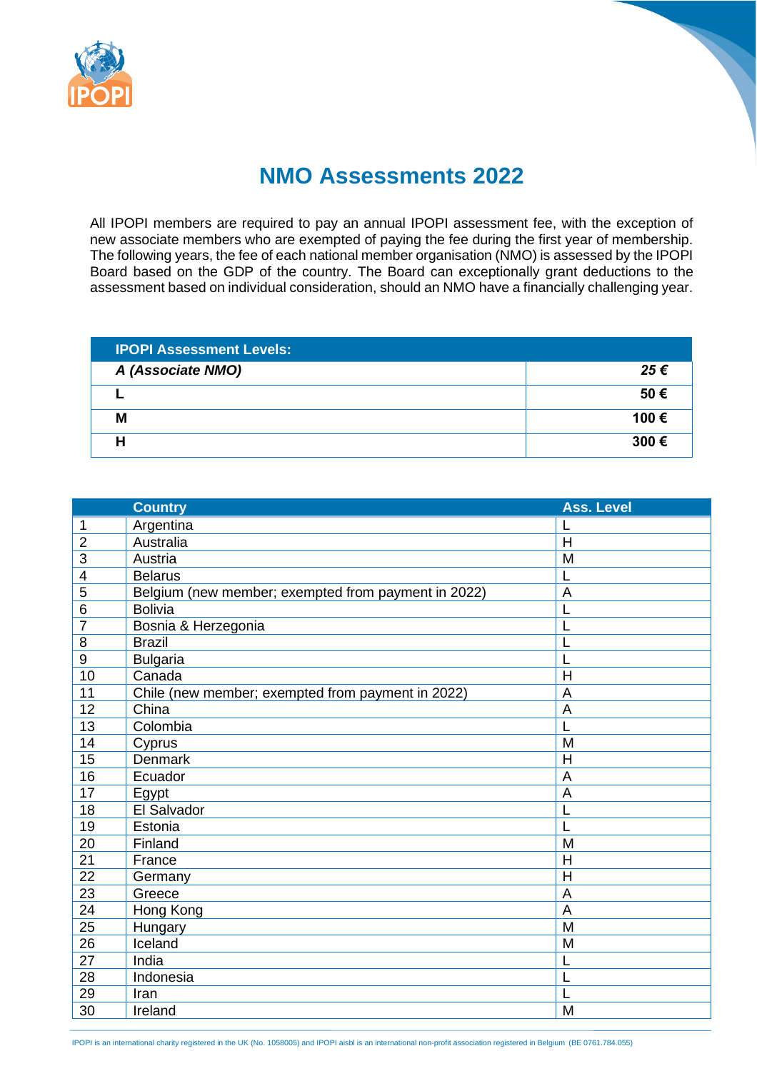# NMO Assessments 2022

All IPOPI members are required to pay an annual IPOPI assessment fee, with the exception of new associate members who are exempted of paying the fee during the first year of membership. The following years, the fee of each national member organisation (NMO) is assessed by the IPOPI Board based on the GDP of the country. The Board can exceptionally grant deductions to the assessment based on individual consideration, should an NMO have a financially challenging year.

| IPOPI Assessment Levels: | |
|---|---|
| ***A (Associate NMO)*** | ***25 €*** |
| **L** | **50 €** |
| **M** | **100 €** |
| **H** | **300 €** |

| | Country | Ass. Level |
|---|---|---|
| 1 | Argentina | L |
| 2 | Australia | H |
| 3 | Austria | M |
| 4 | Belarus | L |
| 5 | Belgium (new member; exempted from payment in 2022) | A |
| 6 | Bolivia | L |
| 7 | Bosnia & Herzegonia | L |
| 8 | Brazil | L |
| 9 | Bulgaria | L |
| 10 | Canada | H |
| 11 | Chile (new member; exempted from payment in 2022) | A |
| 12 | China | A |
| 13 | Colombia | L |
| 14 | Cyprus | M |
| 15 | Denmark | H |
| 16 | Ecuador | A |
| 17 | Egypt | A |
| 18 | El Salvador | L |
| 19 | Estonia | L |
| 20 | Finland | M |
| 21 | France | H |
| 22 | Germany | H |
| 23 | Greece | A |
| 24 | Hong Kong | A |
| 25 | Hungary | M |
| 26 | Iceland | M |
| 27 | India | L |
| 28 | Indonesia | L |
| 29 | Iran | L |
| 30 | Ireland | M |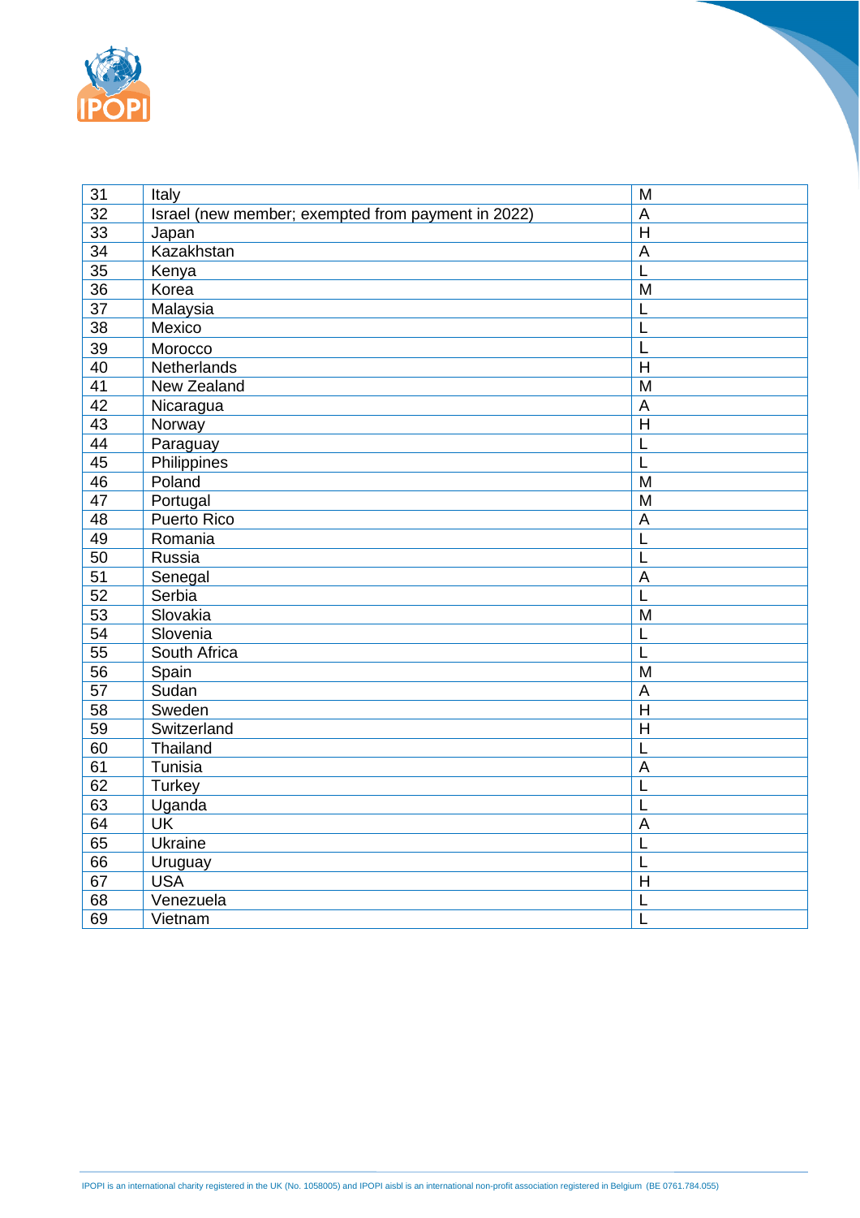| | | |
|---|---|---|
| 31 | Italy | M |
| 32 | Israel (new member; exempted from payment in 2022) | A |
| 33 | Japan | H |
| 34 | Kazakhstan | A |
| 35 | Kenya | L |
| 36 | Korea | M |
| 37 | Malaysia | L |
| 38 | Mexico | L |
| 39 | Morocco | L |
| 40 | Netherlands | H |
| 41 | New Zealand | M |
| 42 | Nicaragua | A |
| 43 | Norway | H |
| 44 | Paraguay | L |
| 45 | Philippines | L |
| 46 | Poland | M |
| 47 | Portugal | M |
| 48 | Puerto Rico | A |
| 49 | Romania | L |
| 50 | Russia | L |
| 51 | Senegal | A |
| 52 | Serbia | L |
| 53 | Slovakia | M |
| 54 | Slovenia | L |
| 55 | South Africa | L |
| 56 | Spain | M |
| 57 | Sudan | A |
| 58 | Sweden | H |
| 59 | Switzerland | H |
| 60 | Thailand | L |
| 61 | Tunisia | A |
| 62 | Turkey | L |
| 63 | Uganda | L |
| 64 | UK | A |
| 65 | Ukraine | L |
| 66 | Uruguay | L |
| 67 | USA | H |
| 68 | Venezuela | L |
| 69 | Vietnam | L |

IPOPI is an international charity registered in the UK (No. 1058005) and IPOPI aisbl is an international non-profit association registered in Belgium (BE 0761.784.055)